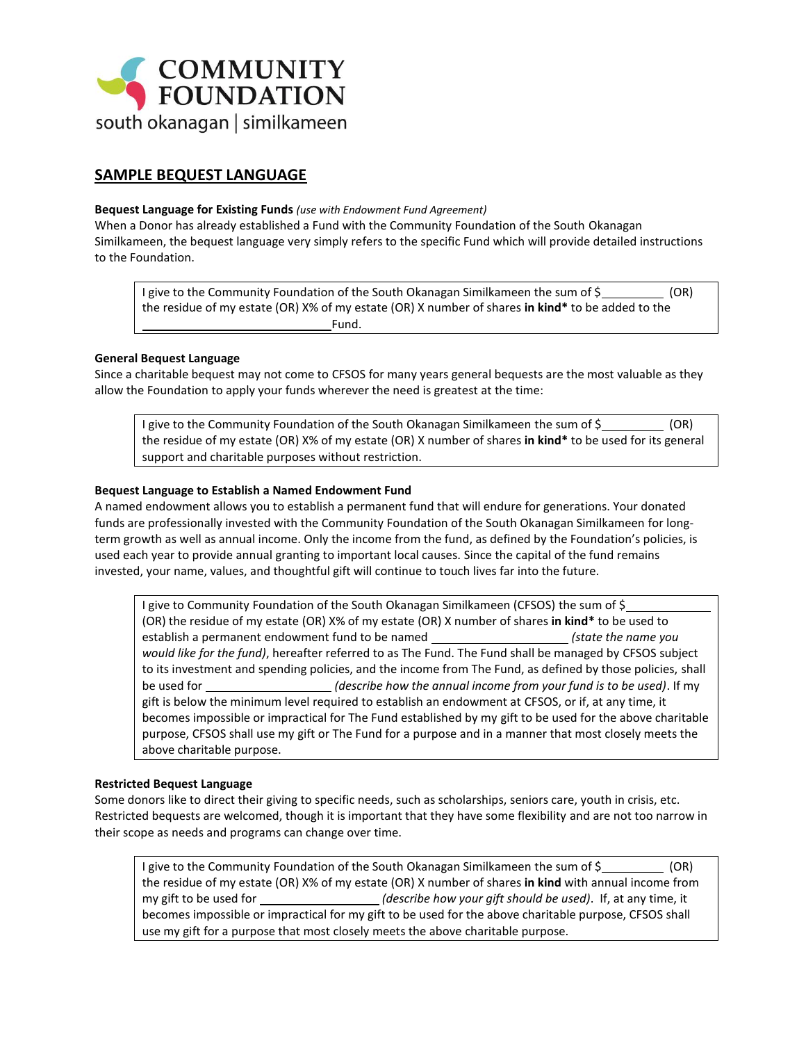COMMUNITY FOUNDATION
south okanagan | similkameen

## SAMPLE BEQUEST LANGUAGE

**Bequest Language for Existing Funds** *(use with Endowment Fund Agreement)*
When a Donor has already established a Fund with the Community Foundation of the South Okanagan Similkameen, the bequest language very simply refers to the specific Fund which will provide detailed instructions to the Foundation.

> I give to the Community Foundation of the South Okanagan Similkameen the sum of $__________ (OR) the residue of my estate (OR) X% of my estate (OR) X number of shares **in kind*** to be added to the ______________________________ Fund.

**General Bequest Language**
Since a charitable bequest may not come to CFSOS for many years general bequests are the most valuable as they allow the Foundation to apply your funds wherever the need is greatest at the time:

> I give to the Community Foundation of the South Okanagan Similkameen the sum of $__________ (OR) the residue of my estate (OR) X% of my estate (OR) X number of shares **in kind*** to be used for its general support and charitable purposes without restriction.

**Bequest Language to Establish a Named Endowment Fund**
A named endowment allows you to establish a permanent fund that will endure for generations. Your donated funds are professionally invested with the Community Foundation of the South Okanagan Similkameen for long-term growth as well as annual income. Only the income from the fund, as defined by the Foundation's policies, is used each year to provide annual granting to important local causes. Since the capital of the fund remains invested, your name, values, and thoughtful gift will continue to touch lives far into the future.

> I give to Community Foundation of the South Okanagan Similkameen (CFSOS) the sum of $______________ (OR) the residue of my estate (OR) X% of my estate (OR) X number of shares **in kind*** to be used to establish a permanent endowment fund to be named ______________________ *(state the name you would like for the fund)*, hereafter referred to as The Fund. The Fund shall be managed by CFSOS subject to its investment and spending policies, and the income from The Fund, as defined by those policies, shall be used for ______________________ *(describe how the annual income from your fund is to be used)*. If my gift is below the minimum level required to establish an endowment at CFSOS, or if, at any time, it becomes impossible or impractical for The Fund established by my gift to be used for the above charitable purpose, CFSOS shall use my gift or The Fund for a purpose and in a manner that most closely meets the above charitable purpose.

**Restricted Bequest Language**
Some donors like to direct their giving to specific needs, such as scholarships, seniors care, youth in crisis, etc. Restricted bequests are welcomed, though it is important that they have some flexibility and are not too narrow in their scope as needs and programs can change over time.

> I give to the Community Foundation of the South Okanagan Similkameen the sum of $__________ (OR) the residue of my estate (OR) X% of my estate (OR) X number of shares **in kind** with annual income from my gift to be used for ____________________ *(describe how your gift should be used)*. If, at any time, it becomes impossible or impractical for my gift to be used for the above charitable purpose, CFSOS shall use my gift for a purpose that most closely meets the above charitable purpose.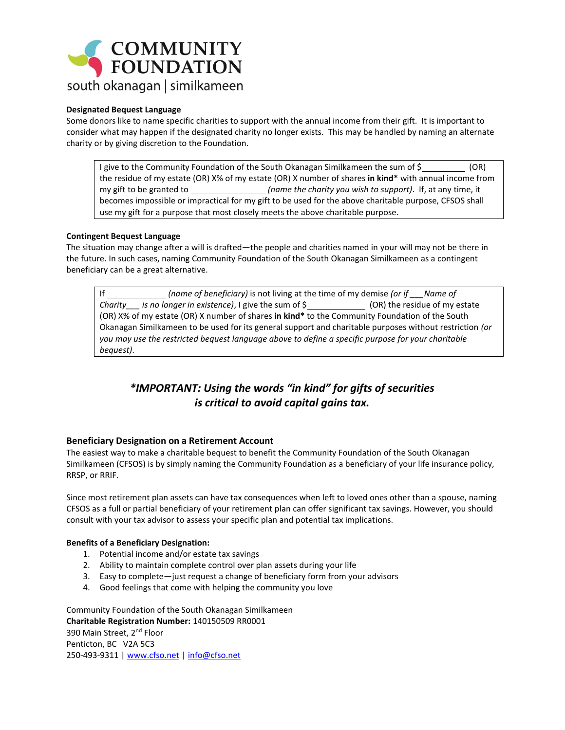**COMMUNITY FOUNDATION**
south okanagan | similkameen

**Designated Bequest Language**

Some donors like to name specific charities to support with the annual income from their gift. It is important to consider what may happen if the designated charity no longer exists. This may be handled by naming an alternate charity or by giving discretion to the Foundation.

> I give to the Community Foundation of the South Okanagan Similkameen the sum of $\_\_\_\_\_\_\_\_\_\_ (OR) the residue of my estate (OR) X% of my estate (OR) X number of shares **in kind\*** with annual income from my gift to be granted to \_\_\_\_\_\_\_\_\_\_\_\_\_\_\_\_ *(name the charity you wish to support)*. If, at any time, it becomes impossible or impractical for my gift to be used for the above charitable purpose, CFSOS shall use my gift for a purpose that most closely meets the above charitable purpose.

**Contingent Bequest Language**

The situation may change after a will is drafted—the people and charities named in your will may not be there in the future. In such cases, naming Community Foundation of the South Okanagan Similkameen as a contingent beneficiary can be a great alternative.

> If \_\_\_\_\_\_\_\_\_\_\_\_\_ *(name of beneficiary)* is not living at the time of my demise *(or if \_\_\_Name of Charity\_\_\_ is no longer in existence)*, I give the sum of $\_\_\_\_\_\_\_\_\_\_\_\_\_ (OR) the residue of my estate (OR) X% of my estate (OR) X number of shares **in kind\*** to the Community Foundation of the South Okanagan Similkameen to be used for its general support and charitable purposes without restriction *(or you may use the restricted bequest language above to define a specific purpose for your charitable bequest)*.

***\*IMPORTANT: Using the words "in kind" for gifts of securities is critical to avoid capital gains tax.***

### Beneficiary Designation on a Retirement Account

The easiest way to make a charitable bequest to benefit the Community Foundation of the South Okanagan Similkameen (CFSOS) is by simply naming the Community Foundation as a beneficiary of your life insurance policy, RRSP, or RRIF.

Since most retirement plan assets can have tax consequences when left to loved ones other than a spouse, naming CFSOS as a full or partial beneficiary of your retirement plan can offer significant tax savings. However, you should consult with your tax advisor to assess your specific plan and potential tax implications.

**Benefits of a Beneficiary Designation:**

1. Potential income and/or estate tax savings
2. Ability to maintain complete control over plan assets during your life
3. Easy to complete—just request a change of beneficiary form from your advisors
4. Good feelings that come with helping the community you love

Community Foundation of the South Okanagan Similkameen
**Charitable Registration Number:** 140150509 RR0001
390 Main Street, 2nd Floor
Penticton, BC V2A 5C3
250-493-9311 | www.cfso.net | info@cfso.net